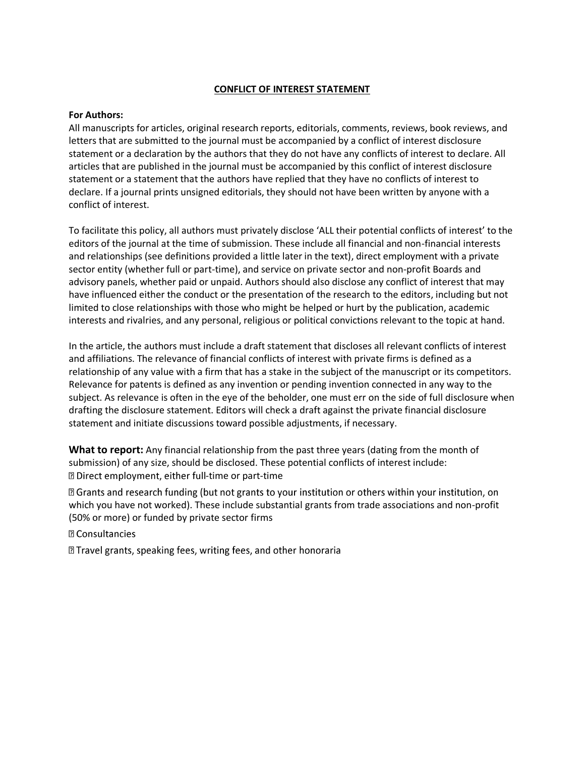## CONFLICT OF INTEREST STATEMENT

**For Authors:**

All manuscripts for articles, original research reports, editorials, comments, reviews, book reviews, and letters that are submitted to the journal must be accompanied by a conflict of interest disclosure statement or a declaration by the authors that they do not have any conflicts of interest to declare. All articles that are published in the journal must be accompanied by this conflict of interest disclosure statement or a statement that the authors have replied that they have no conflicts of interest to declare. If a journal prints unsigned editorials, they should not have been written by anyone with a conflict of interest.

To facilitate this policy, all authors must privately disclose 'ALL their potential conflicts of interest' to the editors of the journal at the time of submission. These include all financial and non-financial interests and relationships (see definitions provided a little later in the text), direct employment with a private sector entity (whether full or part-time), and service on private sector and non-profit Boards and advisory panels, whether paid or unpaid. Authors should also disclose any conflict of interest that may have influenced either the conduct or the presentation of the research to the editors, including but not limited to close relationships with those who might be helped or hurt by the publication, academic interests and rivalries, and any personal, religious or political convictions relevant to the topic at hand.

In the article, the authors must include a draft statement that discloses all relevant conflicts of interest and affiliations. The relevance of financial conflicts of interest with private firms is defined as a relationship of any value with a firm that has a stake in the subject of the manuscript or its competitors. Relevance for patents is defined as any invention or pending invention connected in any way to the subject. As relevance is often in the eye of the beholder, one must err on the side of full disclosure when drafting the disclosure statement. Editors will check a draft against the private financial disclosure statement and initiate discussions toward possible adjustments, if necessary.

**What to report:** Any financial relationship from the past three years (dating from the month of submission) of any size, should be disclosed. These potential conflicts of interest include:

- Direct employment, either full-time or part-time
- Grants and research funding (but not grants to your institution or others within your institution, on which you have not worked). These include substantial grants from trade associations and non-profit (50% or more) or funded by private sector firms
- Consultancies
- Travel grants, speaking fees, writing fees, and other honoraria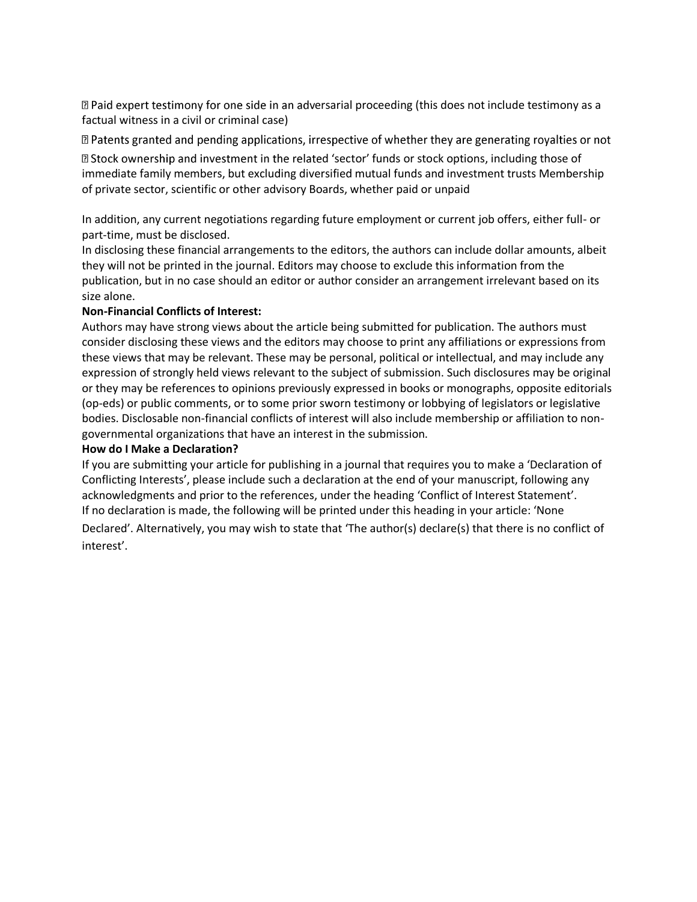- Paid expert testimony for one side in an adversarial proceeding (this does not include testimony as a factual witness in a civil or criminal case)
- Patents granted and pending applications, irrespective of whether they are generating royalties or not
- Stock ownership and investment in the related 'sector' funds or stock options, including those of immediate family members, but excluding diversified mutual funds and investment trusts Membership of private sector, scientific or other advisory Boards, whether paid or unpaid

In addition, any current negotiations regarding future employment or current job offers, either full- or part-time, must be disclosed.

In disclosing these financial arrangements to the editors, the authors can include dollar amounts, albeit they will not be printed in the journal. Editors may choose to exclude this information from the publication, but in no case should an editor or author consider an arrangement irrelevant based on its size alone.

**Non-Financial Conflicts of Interest:**

Authors may have strong views about the article being submitted for publication. The authors must consider disclosing these views and the editors may choose to print any affiliations or expressions from these views that may be relevant. These may be personal, political or intellectual, and may include any expression of strongly held views relevant to the subject of submission. Such disclosures may be original or they may be references to opinions previously expressed in books or monographs, opposite editorials (op-eds) or public comments, or to some prior sworn testimony or lobbying of legislators or legislative bodies. Disclosable non-financial conflicts of interest will also include membership or affiliation to non-governmental organizations that have an interest in the submission.

**How do I Make a Declaration?**

If you are submitting your article for publishing in a journal that requires you to make a 'Declaration of Conflicting Interests', please include such a declaration at the end of your manuscript, following any acknowledgments and prior to the references, under the heading 'Conflict of Interest Statement'.

If no declaration is made, the following will be printed under this heading in your article: 'None Declared'. Alternatively, you may wish to state that 'The author(s) declare(s) that there is no conflict of interest'.